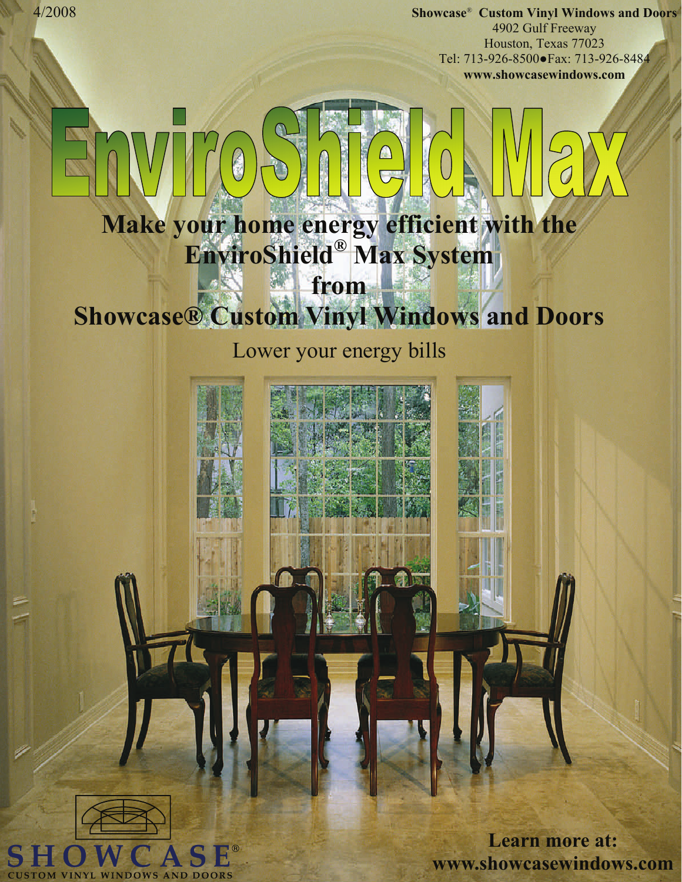4/2008

**Showcase® Custom Vinyl Windows and Doors**
4902 Gulf Freeway
Houston, Texas 77023
Tel: 713-926-8500●Fax: 713-926-8484
**www.showcasewindows.com**

# EnviroShield Max

## Make your home energy efficient with the EnviroShield® Max System from Showcase® Custom Vinyl Windows and Doors

Lower your energy bills

SHOWCASE®
CUSTOM VINYL WINDOWS AND DOORS

**Learn more at:**
**www.showcasewindows.com**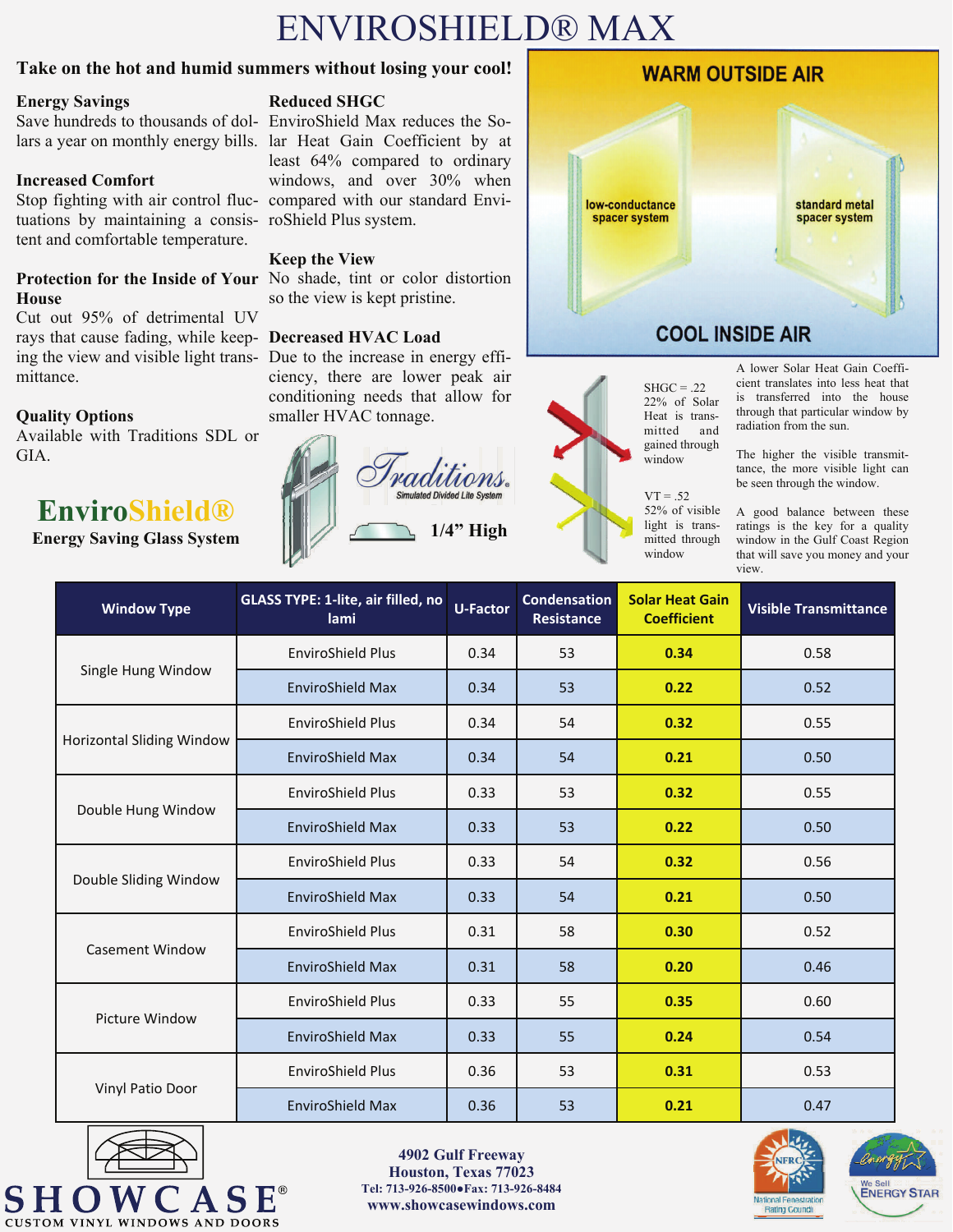# ENVIROSHIELD® MAX

**Take on the hot and humid summers without losing your cool!**

**Energy Savings**
Save hundreds to thousands of dollars a year on monthly energy bills.

**Increased Comfort**
Stop fighting with air control fluctuations by maintaining a consistent and comfortable temperature.

**Protection for the Inside of Your House**
Cut out 95% of detrimental UV rays that cause fading, while keeping the view and visible light transmittance.

**Quality Options**
Available with Traditions SDL or GIA.

**EnviroShield®**
**Energy Saving Glass System**

**Reduced SHGC**
EnviroShield Max reduces the Solar Heat Gain Coefficient by at least 64% compared to ordinary windows, and over 30% when compared with our standard EnviroShield Plus system.

**Keep the View**
No shade, tint or color distortion so the view is kept pristine.

**Decreased HVAC Load**
Due to the increase in energy efficiency, there are lower peak air conditioning needs that allow for smaller HVAC tonnage.

Traditions
Simulated Divided Lite System

**1/4" High**

WARM OUTSIDE AIR

low-conductance spacer system

standard metal spacer system

COOL INSIDE AIR

SHGC = .22
22% of Solar Heat is transmitted and gained through window

VT = .52
52% of visible light is transmitted through window

A lower Solar Heat Gain Coefficient translates into less heat that is transferred into the house through that particular window by radiation from the sun.

The higher the visible transmittance, the more visible light can be seen through the window.

A good balance between these ratings is the key for a quality window in the Gulf Coast Region that will save you money and your view.

| Window Type | GLASS TYPE: 1-lite, air filled, no lami | U-Factor | Condensation Resistance | Solar Heat Gain Coefficient | Visible Transmittance |
|---|---|---|---|---|---|
| Single Hung Window | EnviroShield Plus | 0.34 | 53 | **0.34** | 0.58 |
| | EnviroShield Max | 0.34 | 53 | **0.22** | 0.52 |
| Horizontal Sliding Window | EnviroShield Plus | 0.34 | 54 | **0.32** | 0.55 |
| | EnviroShield Max | 0.34 | 54 | **0.21** | 0.50 |
| Double Hung Window | EnviroShield Plus | 0.33 | 53 | **0.32** | 0.55 |
| | EnviroShield Max | 0.33 | 53 | **0.22** | 0.50 |
| Double Sliding Window | EnviroShield Plus | 0.33 | 54 | **0.32** | 0.56 |
| | EnviroShield Max | 0.33 | 54 | **0.21** | 0.50 |
| Casement Window | EnviroShield Plus | 0.31 | 58 | **0.30** | 0.52 |
| | EnviroShield Max | 0.31 | 58 | **0.20** | 0.46 |
| Picture Window | EnviroShield Plus | 0.33 | 55 | **0.35** | 0.60 |
| | EnviroShield Max | 0.33 | 55 | **0.24** | 0.54 |
| Vinyl Patio Door | EnviroShield Plus | 0.36 | 53 | **0.31** | 0.53 |
| | EnviroShield Max | 0.36 | 53 | **0.21** | 0.47 |

SHOWCASE®
CUSTOM VINYL WINDOWS AND DOORS

**4902 Gulf Freeway**
**Houston, Texas 77023**
**Tel: 713-926-8500•Fax: 713-926-8484**
**www.showcasewindows.com**

NFRC National Fenestration Rating Council

We Sell ENERGY STAR